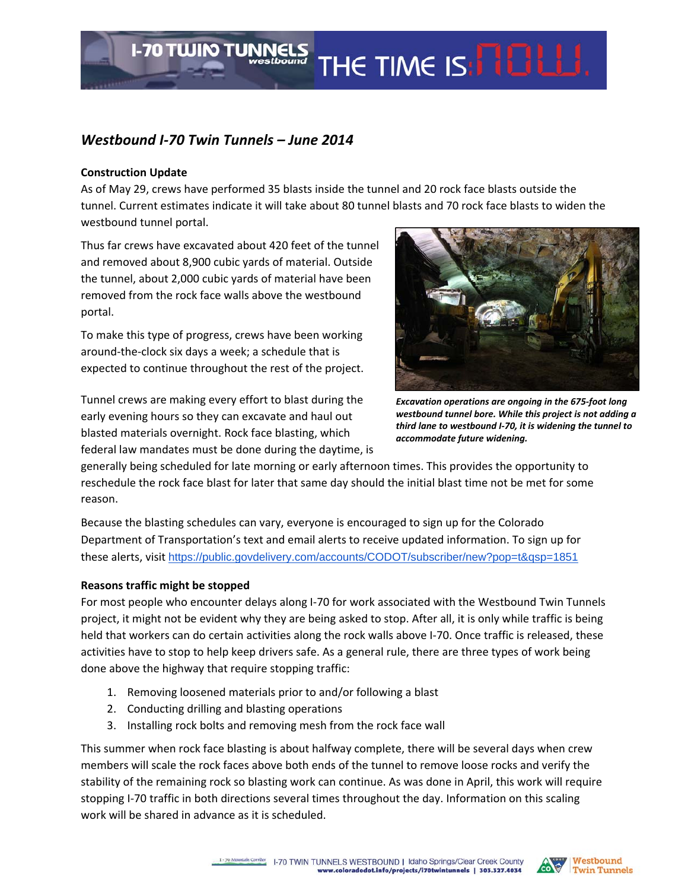## *Westbound I-70 Twin Tunnels – June 2014*

**Construction Update**

As of May 29, crews have performed 35 blasts inside the tunnel and 20 rock face blasts outside the tunnel. Current estimates indicate it will take about 80 tunnel blasts and 70 rock face blasts to widen the westbound tunnel portal.

Thus far crews have excavated about 420 feet of the tunnel and removed about 8,900 cubic yards of material. Outside the tunnel, about 2,000 cubic yards of material have been removed from the rock face walls above the westbound portal.

To make this type of progress, crews have been working around-the-clock six days a week; a schedule that is expected to continue throughout the rest of the project.

***Excavation operations are ongoing in the 675-foot long westbound tunnel bore. While this project is not adding a third lane to westbound I-70, it is widening the tunnel to accommodate future widening.***

Tunnel crews are making every effort to blast during the early evening hours so they can excavate and haul out blasted materials overnight. Rock face blasting, which federal law mandates must be done during the daytime, is generally being scheduled for late morning or early afternoon times. This provides the opportunity to reschedule the rock face blast for later that same day should the initial blast time not be met for some reason.

Because the blasting schedules can vary, everyone is encouraged to sign up for the Colorado Department of Transportation's text and email alerts to receive updated information. To sign up for these alerts, visit https://public.govdelivery.com/accounts/CODOT/subscriber/new?pop=t&qsp=1851

**Reasons traffic might be stopped**

For most people who encounter delays along I-70 for work associated with the Westbound Twin Tunnels project, it might not be evident why they are being asked to stop. After all, it is only while traffic is being held that workers can do certain activities along the rock walls above I-70. Once traffic is released, these activities have to stop to help keep drivers safe. As a general rule, there are three types of work being done above the highway that require stopping traffic:

1. Removing loosened materials prior to and/or following a blast
2. Conducting drilling and blasting operations
3. Installing rock bolts and removing mesh from the rock face wall

This summer when rock face blasting is about halfway complete, there will be several days when crew members will scale the rock faces above both ends of the tunnel to remove loose rocks and verify the stability of the remaining rock so blasting work can continue. As was done in April, this work will require stopping I-70 traffic in both directions several times throughout the day. Information on this scaling work will be shared in advance as it is scheduled.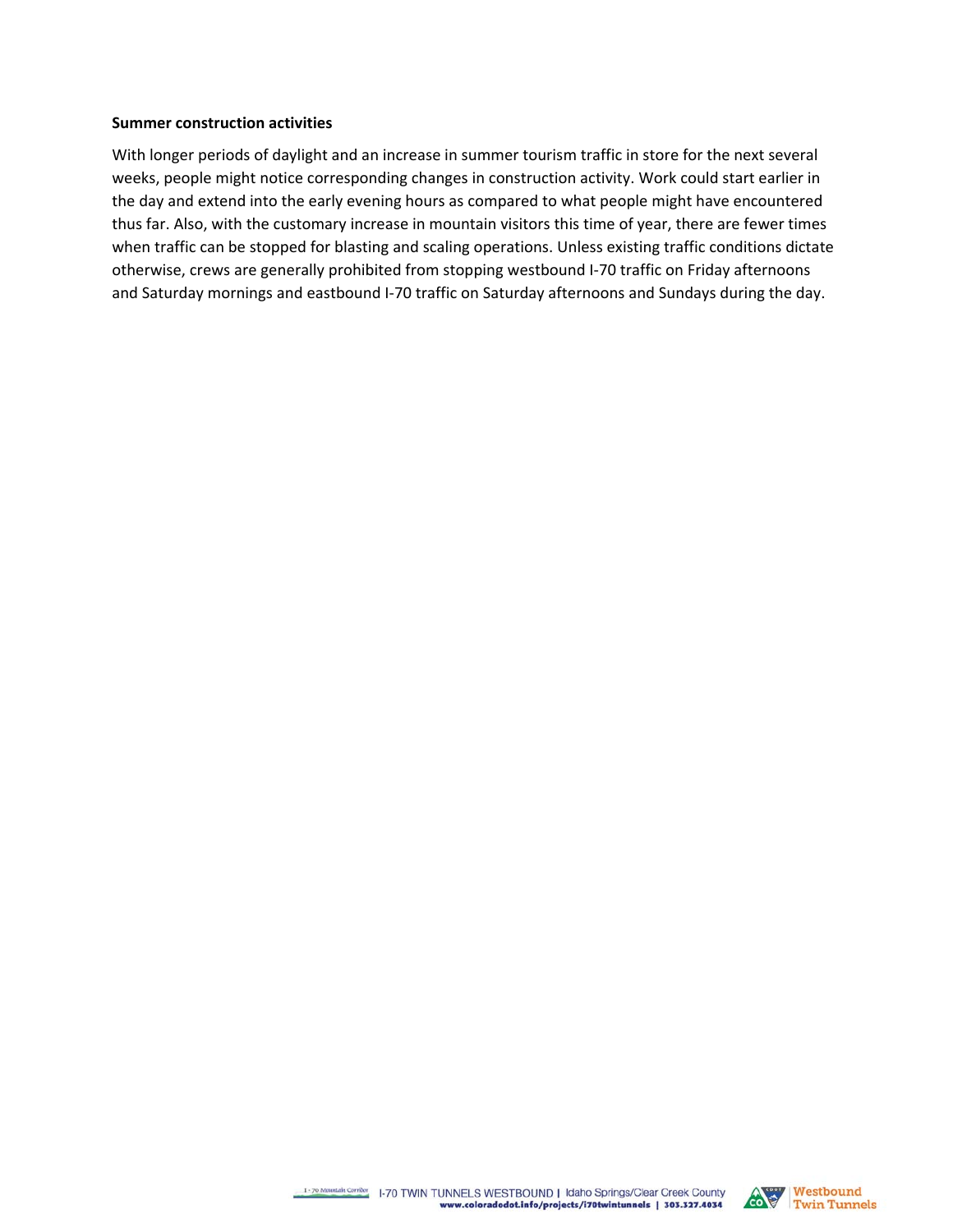**Summer construction activities**

With longer periods of daylight and an increase in summer tourism traffic in store for the next several weeks, people might notice corresponding changes in construction activity. Work could start earlier in the day and extend into the early evening hours as compared to what people might have encountered thus far. Also, with the customary increase in mountain visitors this time of year, there are fewer times when traffic can be stopped for blasting and scaling operations. Unless existing traffic conditions dictate otherwise, crews are generally prohibited from stopping westbound I-70 traffic on Friday afternoons and Saturday mornings and eastbound I-70 traffic on Saturday afternoons and Sundays during the day.